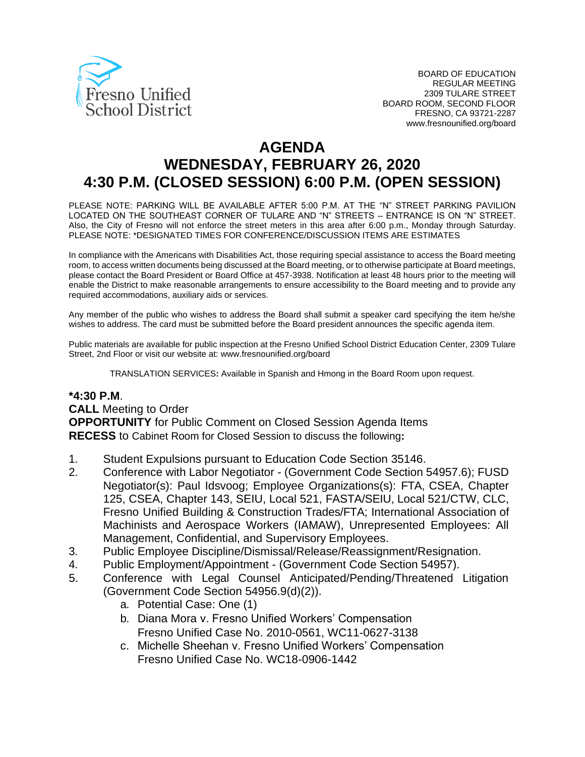Fresno Unified School District

BOARD OF EDUCATION
REGULAR MEETING
2309 TULARE STREET
BOARD ROOM, SECOND FLOOR
FRESNO, CA 93721-2287
www.fresnounified.org/board

# AGENDA
# WEDNESDAY, FEBRUARY 26, 2020
# 4:30 P.M. (CLOSED SESSION) 6:00 P.M. (OPEN SESSION)

PLEASE NOTE: PARKING WILL BE AVAILABLE AFTER 5:00 P.M. AT THE "N" STREET PARKING PAVILION LOCATED ON THE SOUTHEAST CORNER OF TULARE AND "N" STREETS – ENTRANCE IS ON "N" STREET. Also, the City of Fresno will not enforce the street meters in this area after 6:00 p.m., Monday through Saturday. PLEASE NOTE: *DESIGNATED TIMES FOR CONFERENCE/DISCUSSION ITEMS ARE ESTIMATES

In compliance with the Americans with Disabilities Act, those requiring special assistance to access the Board meeting room, to access written documents being discussed at the Board meeting, or to otherwise participate at Board meetings, please contact the Board President or Board Office at 457-3938. Notification at least 48 hours prior to the meeting will enable the District to make reasonable arrangements to ensure accessibility to the Board meeting and to provide any required accommodations, auxiliary aids or services.

Any member of the public who wishes to address the Board shall submit a speaker card specifying the item he/she wishes to address. The card must be submitted before the Board president announces the specific agenda item.

Public materials are available for public inspection at the Fresno Unified School District Education Center, 2309 Tulare Street, 2nd Floor or visit our website at: www.fresnounified.org/board

TRANSLATION SERVICES**:** Available in Spanish and Hmong in the Board Room upon request.

**\*4:30 P.M**.

**CALL** Meeting to Order
**OPPORTUNITY** for Public Comment on Closed Session Agenda Items
**RECESS** to Cabinet Room for Closed Session to discuss the following**:**

1. Student Expulsions pursuant to Education Code Section 35146.
2. Conference with Labor Negotiator - (Government Code Section 54957.6); FUSD Negotiator(s): Paul Idsvoog; Employee Organizations(s): FTA, CSEA, Chapter 125, CSEA, Chapter 143, SEIU, Local 521, FASTA/SEIU, Local 521/CTW, CLC, Fresno Unified Building & Construction Trades/FTA; International Association of Machinists and Aerospace Workers (IAMAW), Unrepresented Employees: All Management, Confidential, and Supervisory Employees.
3. Public Employee Discipline/Dismissal/Release/Reassignment/Resignation.
4. Public Employment/Appointment - (Government Code Section 54957).
5. Conference with Legal Counsel Anticipated/Pending/Threatened Litigation (Government Code Section 54956.9(d)(2)).
   a. Potential Case: One (1)
   b. Diana Mora v. Fresno Unified Workers' Compensation
      Fresno Unified Case No. 2010-0561, WC11-0627-3138
   c. Michelle Sheehan v. Fresno Unified Workers' Compensation
      Fresno Unified Case No. WC18-0906-1442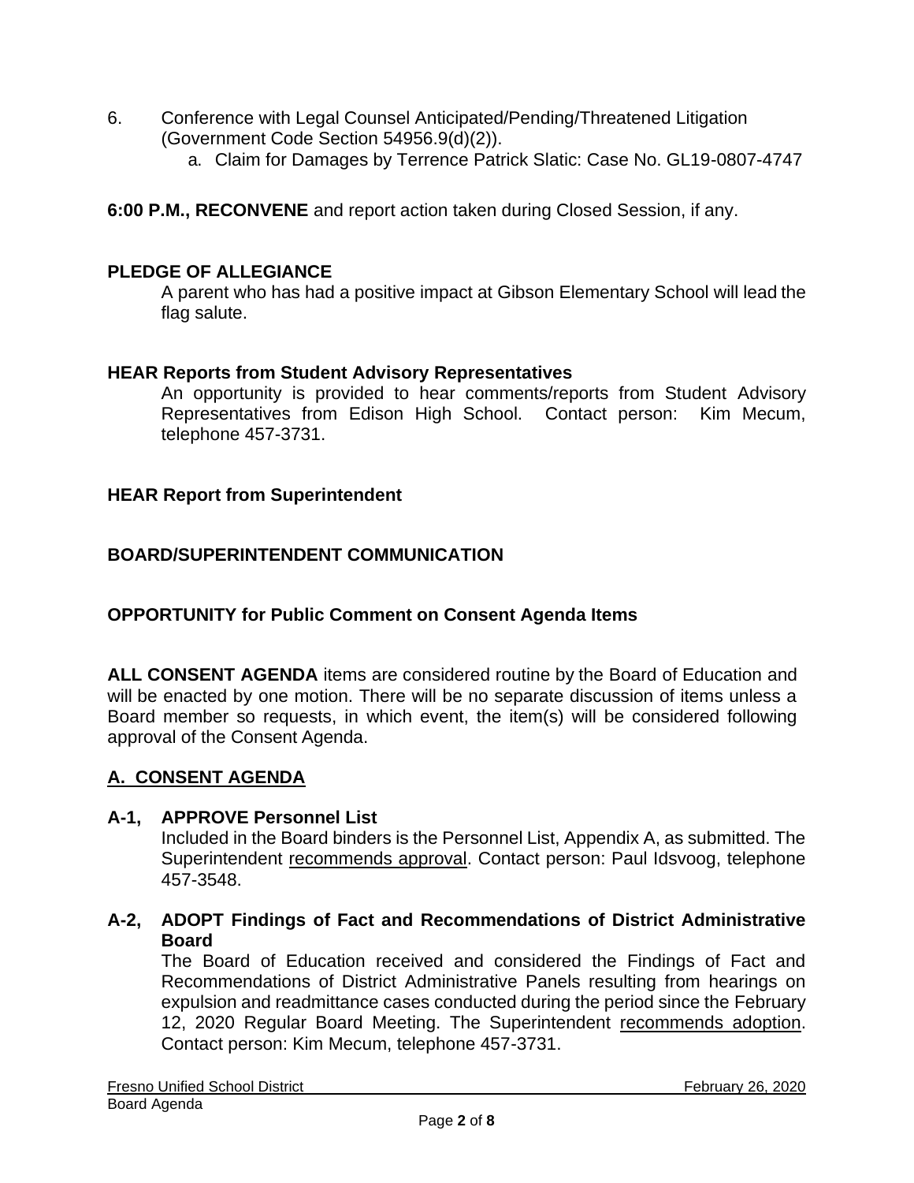6. Conference with Legal Counsel Anticipated/Pending/Threatened Litigation (Government Code Section 54956.9(d)(2)).
   a. Claim for Damages by Terrence Patrick Slatic: Case No. GL19-0807-4747

**6:00 P.M., RECONVENE** and report action taken during Closed Session, if any.

**PLEDGE OF ALLEGIANCE**

A parent who has had a positive impact at Gibson Elementary School will lead the flag salute.

**HEAR Reports from Student Advisory Representatives**

An opportunity is provided to hear comments/reports from Student Advisory Representatives from Edison High School. Contact person: Kim Mecum, telephone 457-3731.

**HEAR Report from Superintendent**

**BOARD/SUPERINTENDENT COMMUNICATION**

**OPPORTUNITY for Public Comment on Consent Agenda Items**

**ALL CONSENT AGENDA** items are considered routine by the Board of Education and will be enacted by one motion. There will be no separate discussion of items unless a Board member so requests, in which event, the item(s) will be considered following approval of the Consent Agenda.

## A. CONSENT AGENDA

**A-1, APPROVE Personnel List**

Included in the Board binders is the Personnel List, Appendix A, as submitted. The Superintendent recommends approval. Contact person: Paul Idsvoog, telephone 457-3548.

**A-2, ADOPT Findings of Fact and Recommendations of District Administrative Board**

The Board of Education received and considered the Findings of Fact and Recommendations of District Administrative Panels resulting from hearings on expulsion and readmittance cases conducted during the period since the February 12, 2020 Regular Board Meeting. The Superintendent recommends adoption. Contact person: Kim Mecum, telephone 457-3731.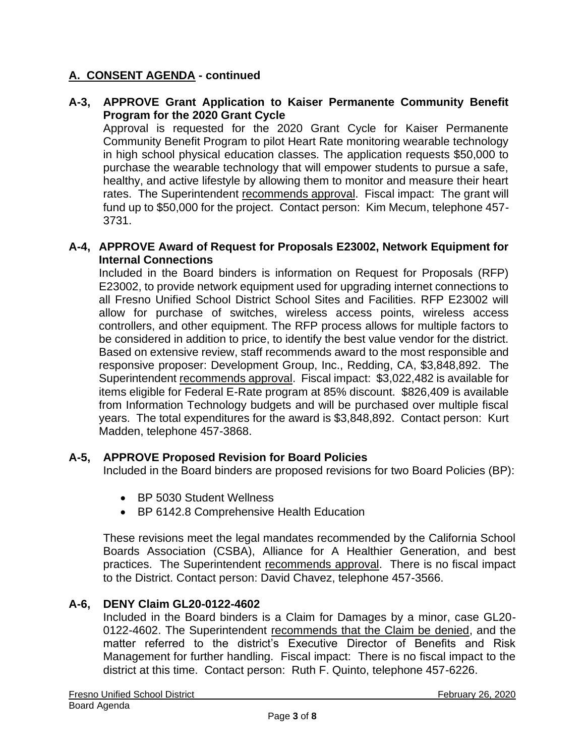## A. CONSENT AGENDA - continued

**A-3, APPROVE Grant Application to Kaiser Permanente Community Benefit Program for the 2020 Grant Cycle**

Approval is requested for the 2020 Grant Cycle for Kaiser Permanente Community Benefit Program to pilot Heart Rate monitoring wearable technology in high school physical education classes. The application requests $50,000 to purchase the wearable technology that will empower students to pursue a safe, healthy, and active lifestyle by allowing them to monitor and measure their heart rates. The Superintendent recommends approval. Fiscal impact: The grant will fund up to $50,000 for the project. Contact person: Kim Mecum, telephone 457-3731.

**A-4, APPROVE Award of Request for Proposals E23002, Network Equipment for Internal Connections**

Included in the Board binders is information on Request for Proposals (RFP) E23002, to provide network equipment used for upgrading internet connections to all Fresno Unified School District School Sites and Facilities. RFP E23002 will allow for purchase of switches, wireless access points, wireless access controllers, and other equipment. The RFP process allows for multiple factors to be considered in addition to price, to identify the best value vendor for the district. Based on extensive review, staff recommends award to the most responsible and responsive proposer: Development Group, Inc., Redding, CA, $3,848,892. The Superintendent recommends approval. Fiscal impact: $3,022,482 is available for items eligible for Federal E-Rate program at 85% discount. $826,409 is available from Information Technology budgets and will be purchased over multiple fiscal years. The total expenditures for the award is $3,848,892. Contact person: Kurt Madden, telephone 457-3868.

**A-5, APPROVE Proposed Revision for Board Policies**

Included in the Board binders are proposed revisions for two Board Policies (BP):

- BP 5030 Student Wellness
- BP 6142.8 Comprehensive Health Education

These revisions meet the legal mandates recommended by the California School Boards Association (CSBA), Alliance for A Healthier Generation, and best practices. The Superintendent recommends approval. There is no fiscal impact to the District. Contact person: David Chavez, telephone 457-3566.

**A-6, DENY Claim GL20-0122-4602**

Included in the Board binders is a Claim for Damages by a minor, case GL20-0122-4602. The Superintendent recommends that the Claim be denied, and the matter referred to the district's Executive Director of Benefits and Risk Management for further handling. Fiscal impact: There is no fiscal impact to the district at this time. Contact person: Ruth F. Quinto, telephone 457-6226.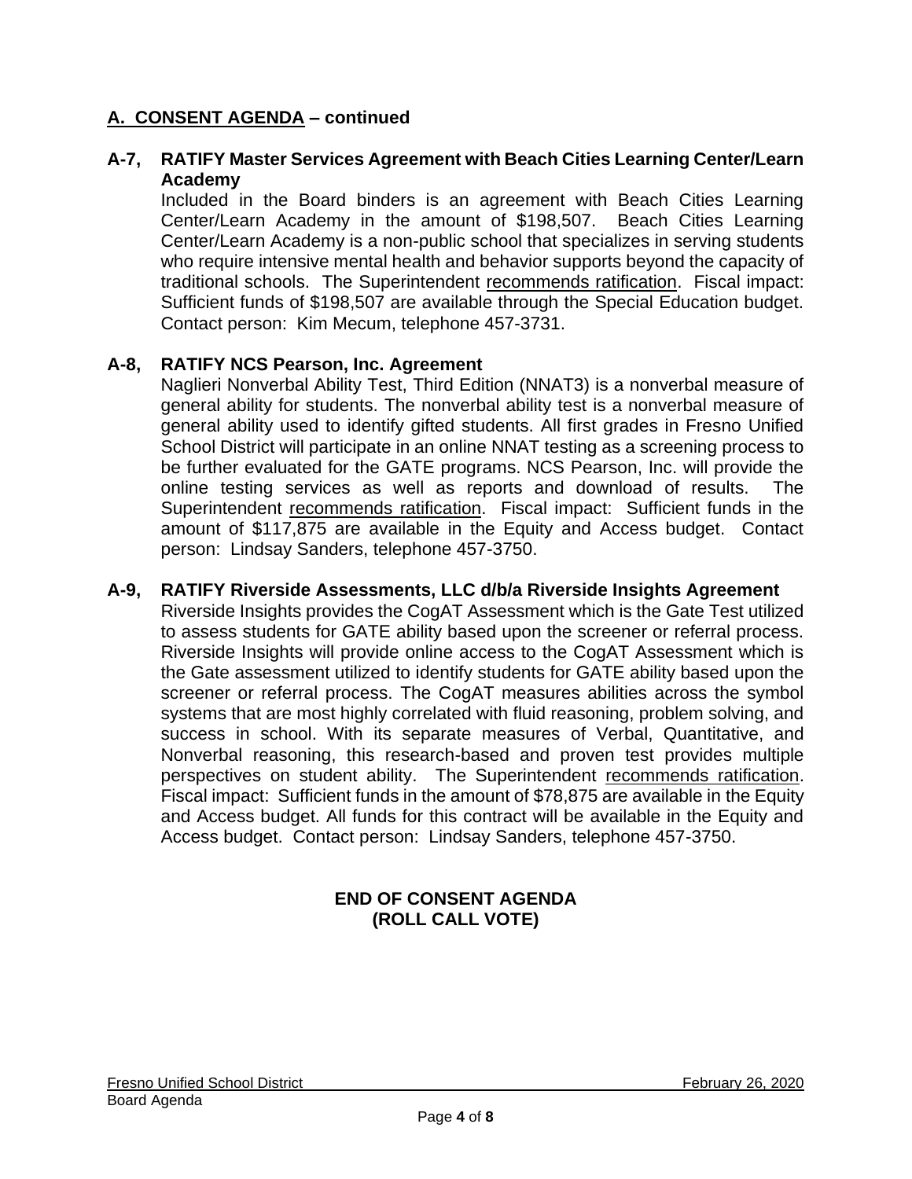## A. CONSENT AGENDA – continued

**A-7, RATIFY Master Services Agreement with Beach Cities Learning Center/Learn Academy**

Included in the Board binders is an agreement with Beach Cities Learning Center/Learn Academy in the amount of $198,507. Beach Cities Learning Center/Learn Academy is a non-public school that specializes in serving students who require intensive mental health and behavior supports beyond the capacity of traditional schools. The Superintendent recommends ratification. Fiscal impact: Sufficient funds of $198,507 are available through the Special Education budget. Contact person: Kim Mecum, telephone 457-3731.

**A-8, RATIFY NCS Pearson, Inc. Agreement**

Naglieri Nonverbal Ability Test, Third Edition (NNAT3) is a nonverbal measure of general ability for students. The nonverbal ability test is a nonverbal measure of general ability used to identify gifted students. All first grades in Fresno Unified School District will participate in an online NNAT testing as a screening process to be further evaluated for the GATE programs. NCS Pearson, Inc. will provide the online testing services as well as reports and download of results. The Superintendent recommends ratification. Fiscal impact: Sufficient funds in the amount of $117,875 are available in the Equity and Access budget. Contact person: Lindsay Sanders, telephone 457-3750.

**A-9, RATIFY Riverside Assessments, LLC d/b/a Riverside Insights Agreement**

Riverside Insights provides the CogAT Assessment which is the Gate Test utilized to assess students for GATE ability based upon the screener or referral process. Riverside Insights will provide online access to the CogAT Assessment which is the Gate assessment utilized to identify students for GATE ability based upon the screener or referral process. The CogAT measures abilities across the symbol systems that are most highly correlated with fluid reasoning, problem solving, and success in school. With its separate measures of Verbal, Quantitative, and Nonverbal reasoning, this research-based and proven test provides multiple perspectives on student ability. The Superintendent recommends ratification. Fiscal impact: Sufficient funds in the amount of $78,875 are available in the Equity and Access budget. All funds for this contract will be available in the Equity and Access budget. Contact person: Lindsay Sanders, telephone 457-3750.

**END OF CONSENT AGENDA**
**(ROLL CALL VOTE)**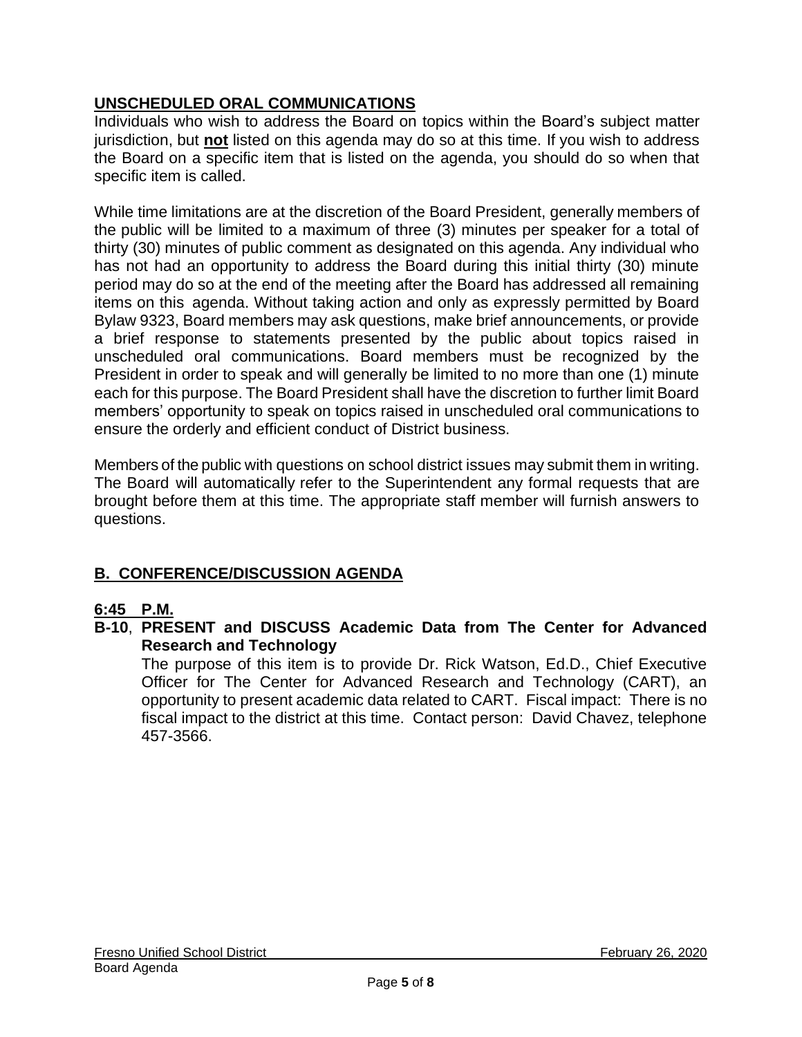## UNSCHEDULED ORAL COMMUNICATIONS

Individuals who wish to address the Board on topics within the Board's subject matter jurisdiction, but **not** listed on this agenda may do so at this time. If you wish to address the Board on a specific item that is listed on the agenda, you should do so when that specific item is called.

While time limitations are at the discretion of the Board President, generally members of the public will be limited to a maximum of three (3) minutes per speaker for a total of thirty (30) minutes of public comment as designated on this agenda. Any individual who has not had an opportunity to address the Board during this initial thirty (30) minute period may do so at the end of the meeting after the Board has addressed all remaining items on this agenda. Without taking action and only as expressly permitted by Board Bylaw 9323, Board members may ask questions, make brief announcements, or provide a brief response to statements presented by the public about topics raised in unscheduled oral communications. Board members must be recognized by the President in order to speak and will generally be limited to no more than one (1) minute each for this purpose. The Board President shall have the discretion to further limit Board members' opportunity to speak on topics raised in unscheduled oral communications to ensure the orderly and efficient conduct of District business.

Members of the public with questions on school district issues may submit them in writing. The Board will automatically refer to the Superintendent any formal requests that are brought before them at this time. The appropriate staff member will furnish answers to questions.

## B. CONFERENCE/DISCUSSION AGENDA

**6:45 P.M.**

**B-10**, **PRESENT and DISCUSS Academic Data from The Center for Advanced Research and Technology**

The purpose of this item is to provide Dr. Rick Watson, Ed.D., Chief Executive Officer for The Center for Advanced Research and Technology (CART), an opportunity to present academic data related to CART. Fiscal impact: There is no fiscal impact to the district at this time. Contact person: David Chavez, telephone 457-3566.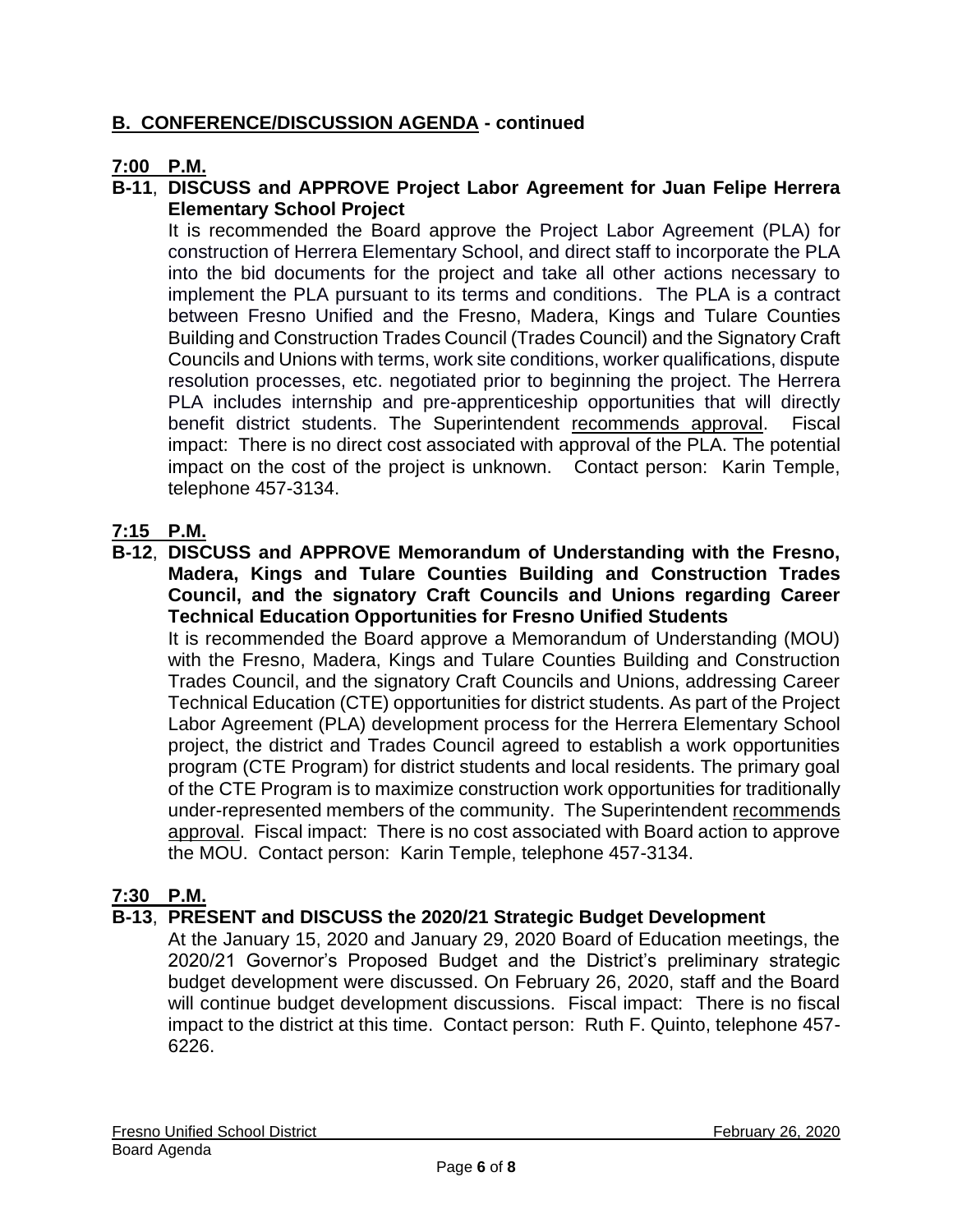## B. CONFERENCE/DISCUSSION AGENDA - continued

**7:00 P.M.**

**B-11**, **DISCUSS and APPROVE Project Labor Agreement for Juan Felipe Herrera Elementary School Project**

It is recommended the Board approve the Project Labor Agreement (PLA) for construction of Herrera Elementary School, and direct staff to incorporate the PLA into the bid documents for the project and take all other actions necessary to implement the PLA pursuant to its terms and conditions. The PLA is a contract between Fresno Unified and the Fresno, Madera, Kings and Tulare Counties Building and Construction Trades Council (Trades Council) and the Signatory Craft Councils and Unions with terms, work site conditions, worker qualifications, dispute resolution processes, etc. negotiated prior to beginning the project. The Herrera PLA includes internship and pre-apprenticeship opportunities that will directly benefit district students. The Superintendent recommends approval. Fiscal impact: There is no direct cost associated with approval of the PLA. The potential impact on the cost of the project is unknown. Contact person: Karin Temple, telephone 457-3134.

**7:15 P.M.**

**B-12**, **DISCUSS and APPROVE Memorandum of Understanding with the Fresno, Madera, Kings and Tulare Counties Building and Construction Trades Council, and the signatory Craft Councils and Unions regarding Career Technical Education Opportunities for Fresno Unified Students**

It is recommended the Board approve a Memorandum of Understanding (MOU) with the Fresno, Madera, Kings and Tulare Counties Building and Construction Trades Council, and the signatory Craft Councils and Unions, addressing Career Technical Education (CTE) opportunities for district students. As part of the Project Labor Agreement (PLA) development process for the Herrera Elementary School project, the district and Trades Council agreed to establish a work opportunities program (CTE Program) for district students and local residents. The primary goal of the CTE Program is to maximize construction work opportunities for traditionally under-represented members of the community. The Superintendent recommends approval. Fiscal impact: There is no cost associated with Board action to approve the MOU. Contact person: Karin Temple, telephone 457-3134.

**7:30 P.M.**

**B-13**, **PRESENT and DISCUSS the 2020/21 Strategic Budget Development**

At the January 15, 2020 and January 29, 2020 Board of Education meetings, the 2020/21 Governor's Proposed Budget and the District's preliminary strategic budget development were discussed. On February 26, 2020, staff and the Board will continue budget development discussions. Fiscal impact: There is no fiscal impact to the district at this time. Contact person: Ruth F. Quinto, telephone 457-6226.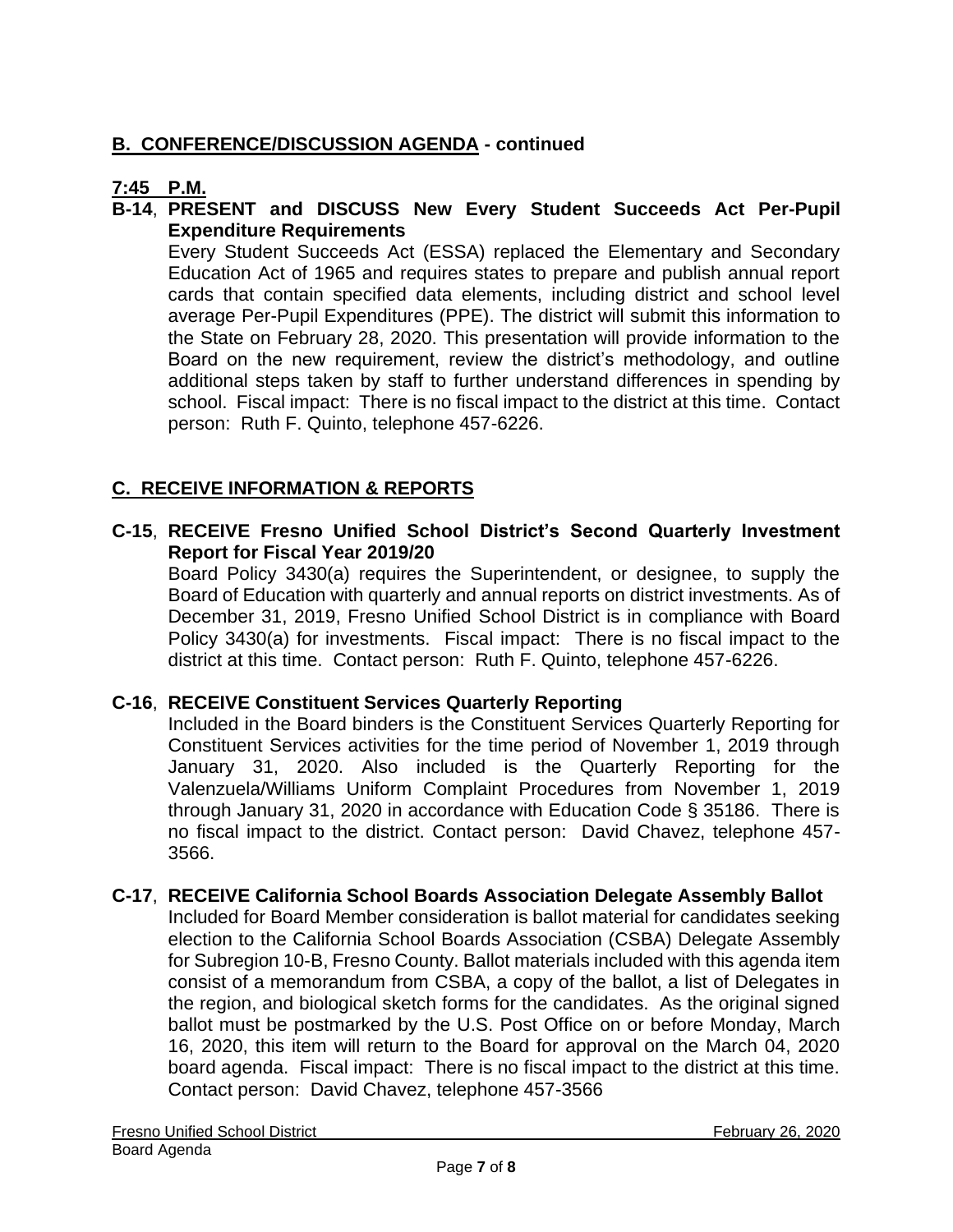## B. CONFERENCE/DISCUSSION AGENDA - continued

**7:45 P.M.**

**B-14**, **PRESENT and DISCUSS New Every Student Succeeds Act Per-Pupil Expenditure Requirements**

Every Student Succeeds Act (ESSA) replaced the Elementary and Secondary Education Act of 1965 and requires states to prepare and publish annual report cards that contain specified data elements, including district and school level average Per-Pupil Expenditures (PPE). The district will submit this information to the State on February 28, 2020. This presentation will provide information to the Board on the new requirement, review the district's methodology, and outline additional steps taken by staff to further understand differences in spending by school. Fiscal impact: There is no fiscal impact to the district at this time. Contact person: Ruth F. Quinto, telephone 457-6226.

## C. RECEIVE INFORMATION & REPORTS

**C-15**, **RECEIVE Fresno Unified School District's Second Quarterly Investment Report for Fiscal Year 2019/20**

Board Policy 3430(a) requires the Superintendent, or designee, to supply the Board of Education with quarterly and annual reports on district investments. As of December 31, 2019, Fresno Unified School District is in compliance with Board Policy 3430(a) for investments. Fiscal impact: There is no fiscal impact to the district at this time. Contact person: Ruth F. Quinto, telephone 457-6226.

**C-16**, **RECEIVE Constituent Services Quarterly Reporting**

Included in the Board binders is the Constituent Services Quarterly Reporting for Constituent Services activities for the time period of November 1, 2019 through January 31, 2020. Also included is the Quarterly Reporting for the Valenzuela/Williams Uniform Complaint Procedures from November 1, 2019 through January 31, 2020 in accordance with Education Code § 35186. There is no fiscal impact to the district. Contact person: David Chavez, telephone 457-3566.

**C-17**, **RECEIVE California School Boards Association Delegate Assembly Ballot**

Included for Board Member consideration is ballot material for candidates seeking election to the California School Boards Association (CSBA) Delegate Assembly for Subregion 10-B, Fresno County. Ballot materials included with this agenda item consist of a memorandum from CSBA, a copy of the ballot, a list of Delegates in the region, and biological sketch forms for the candidates. As the original signed ballot must be postmarked by the U.S. Post Office on or before Monday, March 16, 2020, this item will return to the Board for approval on the March 04, 2020 board agenda. Fiscal impact: There is no fiscal impact to the district at this time. Contact person: David Chavez, telephone 457-3566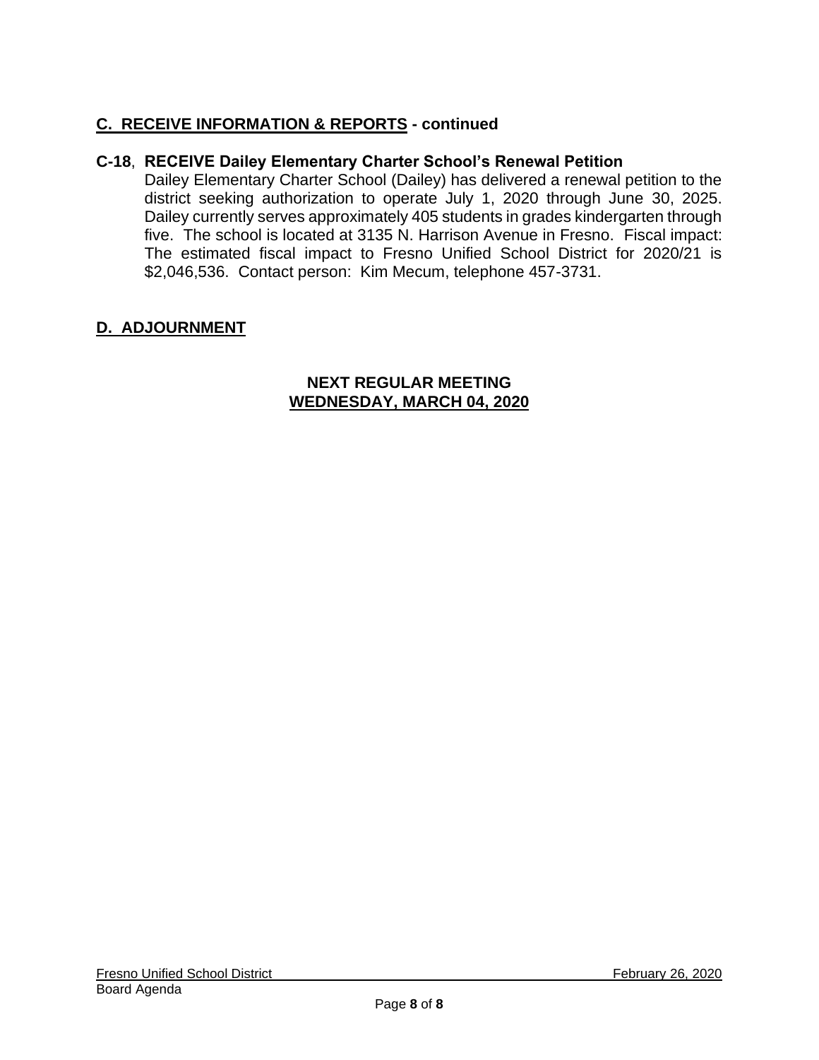## C. RECEIVE INFORMATION & REPORTS - continued

**C-18**, **RECEIVE Dailey Elementary Charter School's Renewal Petition**

Dailey Elementary Charter School (Dailey) has delivered a renewal petition to the district seeking authorization to operate July 1, 2020 through June 30, 2025. Dailey currently serves approximately 405 students in grades kindergarten through five. The school is located at 3135 N. Harrison Avenue in Fresno. Fiscal impact: The estimated fiscal impact to Fresno Unified School District for 2020/21 is $2,046,536. Contact person: Kim Mecum, telephone 457-3731.

## D. ADJOURNMENT

**NEXT REGULAR MEETING**
**WEDNESDAY, MARCH 04, 2020**